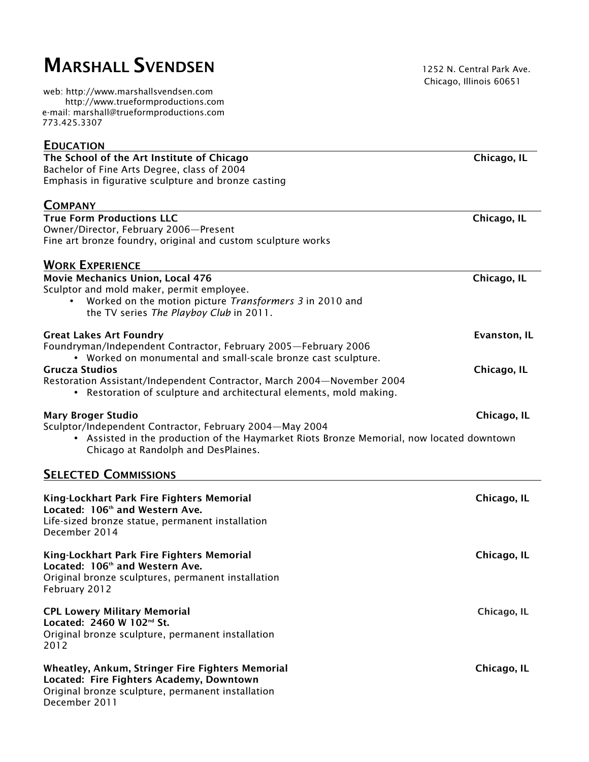# MARSHALL SVENDSEN

1252 N. Central Park Ave.
Chicago, Illinois 60651

web: http://www.marshallsvendsen.com
http://www.trueformproductions.com
e-mail: marshall@trueformproductions.com
773.425.3307

## EDUCATION

**The School of the Art Institute of Chicago** — **Chicago, IL**
Bachelor of Fine Arts Degree, class of 2004
Emphasis in figurative sculpture and bronze casting

## COMPANY

**True Form Productions LLC** — **Chicago, IL**
Owner/Director, February 2006—Present
Fine art bronze foundry, original and custom sculpture works

## WORK EXPERIENCE

**Movie Mechanics Union, Local 476** — **Chicago, IL**
Sculptor and mold maker, permit employee.

- Worked on the motion picture *Transformers 3* in 2010 and the TV series *The Playboy Club* in 2011.

**Great Lakes Art Foundry** — **Evanston, IL**
Foundryman/Independent Contractor, February 2005—February 2006

- Worked on monumental and small-scale bronze cast sculpture.

**Grucza Studios** — **Chicago, IL**
Restoration Assistant/Independent Contractor, March 2004—November 2004

- Restoration of sculpture and architectural elements, mold making.

**Mary Broger Studio** — **Chicago, IL**
Sculptor/Independent Contractor, February 2004—May 2004

- Assisted in the production of the Haymarket Riots Bronze Memorial, now located downtown Chicago at Randolph and DesPlaines.

## SELECTED COMMISSIONS

**King-Lockhart Park Fire Fighters Memorial** — **Chicago, IL**
**Located: 106th and Western Ave.**
Life-sized bronze statue, permanent installation
December 2014

**King-Lockhart Park Fire Fighters Memorial** — **Chicago, IL**
**Located: 106th and Western Ave.**
Original bronze sculptures, permanent installation
February 2012

**CPL Lowery Military Memorial** — **Chicago, IL**
**Located: 2460 W 102nd St.**
Original bronze sculpture, permanent installation
2012

**Wheatley, Ankum, Stringer Fire Fighters Memorial** — **Chicago, IL**
**Located: Fire Fighters Academy, Downtown**
Original bronze sculpture, permanent installation
December 2011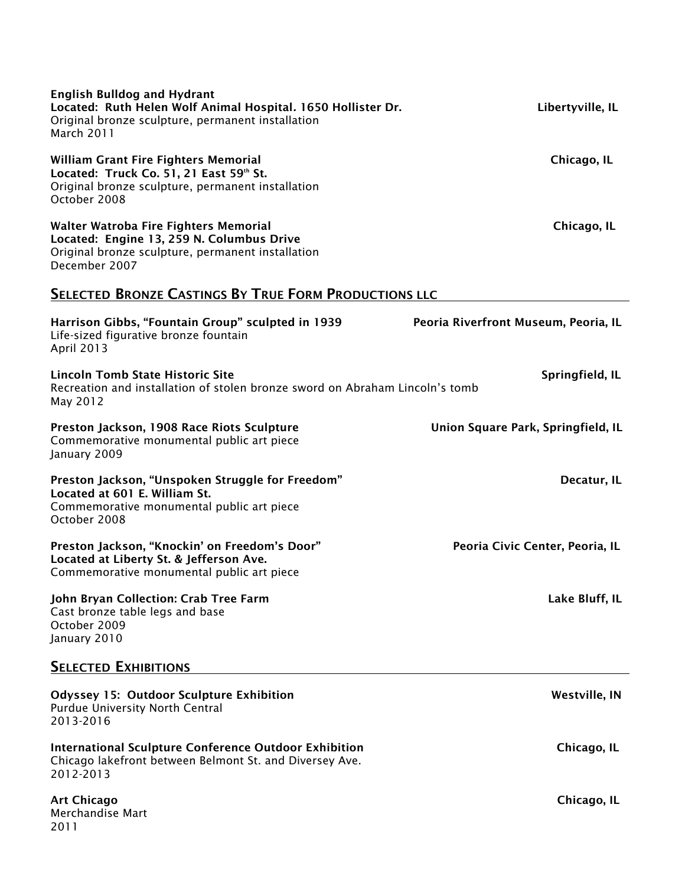**English Bulldog and Hydrant**
**Located: Ruth Helen Wolf Animal Hospital. 1650 Hollister Dr.** **Libertyville, IL**
Original bronze sculpture, permanent installation
March 2011

**William Grant Fire Fighters Memorial** **Chicago, IL**
**Located: Truck Co. 51, 21 East 59th St.**
Original bronze sculpture, permanent installation
October 2008

**Walter Watroba Fire Fighters Memorial** **Chicago, IL**
**Located: Engine 13, 259 N. Columbus Drive**
Original bronze sculpture, permanent installation
December 2007

## Selected Bronze Castings By True Form Productions LLC

**Harrison Gibbs, "Fountain Group" sculpted in 1939** **Peoria Riverfront Museum, Peoria, IL**
Life-sized figurative bronze fountain
April 2013

**Lincoln Tomb State Historic Site** **Springfield, IL**
Recreation and installation of stolen bronze sword on Abraham Lincoln's tomb
May 2012

**Preston Jackson, 1908 Race Riots Sculpture** **Union Square Park, Springfield, IL**
Commemorative monumental public art piece
January 2009

**Preston Jackson, "Unspoken Struggle for Freedom"** **Decatur, IL**
**Located at 601 E. William St.**
Commemorative monumental public art piece
October 2008

**Preston Jackson, "Knockin' on Freedom's Door"** **Peoria Civic Center, Peoria, IL**
**Located at Liberty St. & Jefferson Ave.**
Commemorative monumental public art piece

**John Bryan Collection: Crab Tree Farm** **Lake Bluff, IL**
Cast bronze table legs and base
October 2009
January 2010

## Selected Exhibitions

**Odyssey 15: Outdoor Sculpture Exhibition** **Westville, IN**
Purdue University North Central
2013-2016

**International Sculpture Conference Outdoor Exhibition** **Chicago, IL**
Chicago lakefront between Belmont St. and Diversey Ave.
2012-2013

**Art Chicago** **Chicago, IL**
Merchandise Mart
2011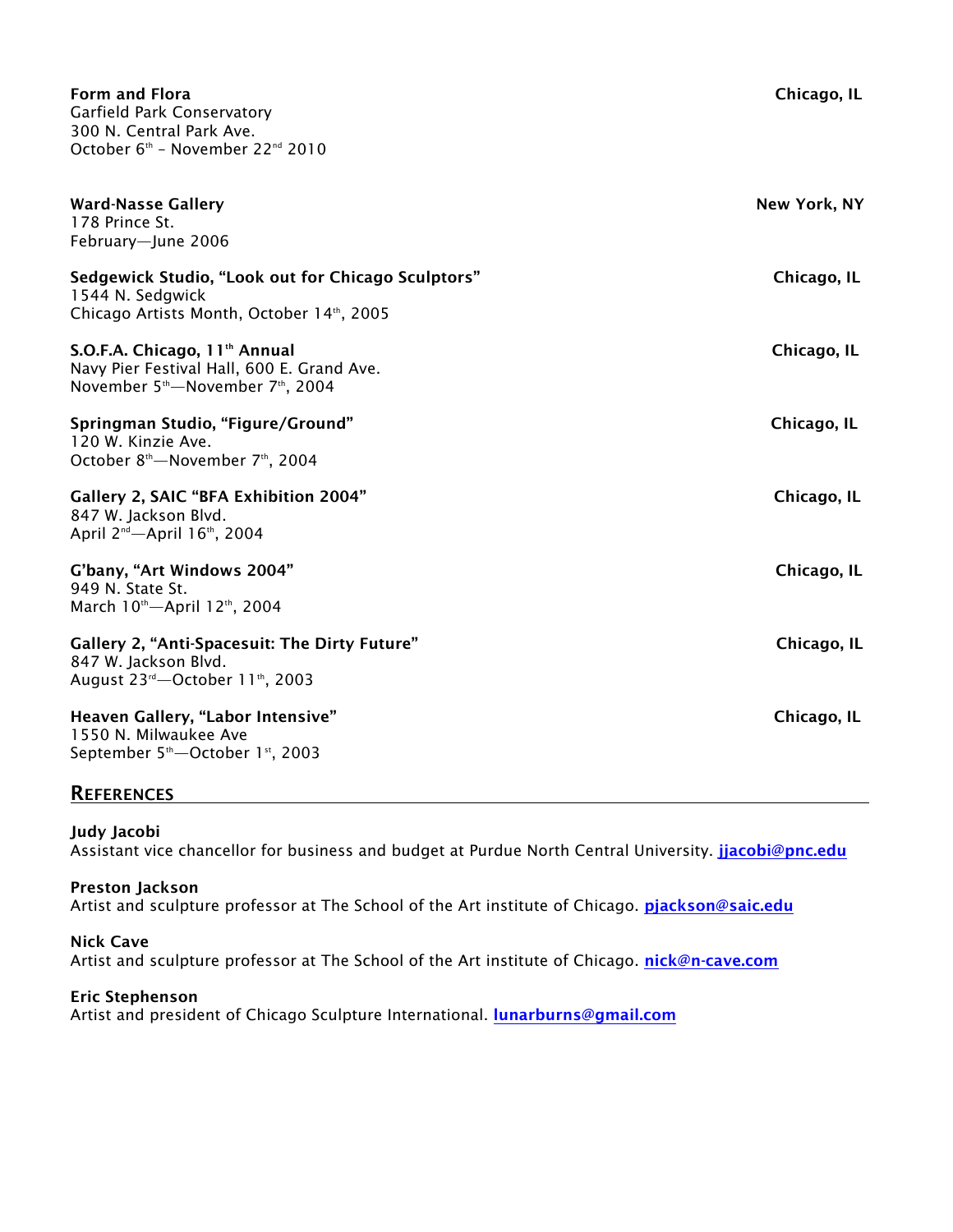**Form and Flora** **Chicago, IL**
Garfield Park Conservatory
300 N. Central Park Ave.
October 6th – November 22nd 2010

**Ward-Nasse Gallery** **New York, NY**
178 Prince St.
February—June 2006

**Sedgewick Studio, "Look out for Chicago Sculptors"** **Chicago, IL**
1544 N. Sedgwick
Chicago Artists Month, October 14th, 2005

**S.O.F.A. Chicago, 11th Annual** **Chicago, IL**
Navy Pier Festival Hall, 600 E. Grand Ave.
November 5th—November 7th, 2004

**Springman Studio, "Figure/Ground"** **Chicago, IL**
120 W. Kinzie Ave.
October 8th—November 7th, 2004

**Gallery 2, SAIC "BFA Exhibition 2004"** **Chicago, IL**
847 W. Jackson Blvd.
April 2nd—April 16th, 2004

**G'bany, "Art Windows 2004"** **Chicago, IL**
949 N. State St.
March 10th—April 12th, 2004

**Gallery 2, "Anti-Spacesuit: The Dirty Future"** **Chicago, IL**
847 W. Jackson Blvd.
August 23rd—October 11th, 2003

**Heaven Gallery, "Labor Intensive"** **Chicago, IL**
1550 N. Milwaukee Ave
September 5th—October 1st, 2003

## REFERENCES

**Judy Jacobi**
Assistant vice chancellor for business and budget at Purdue North Central University. **jjacobi@pnc.edu**

**Preston Jackson**
Artist and sculpture professor at The School of the Art institute of Chicago. **pjackson@saic.edu**

**Nick Cave**
Artist and sculpture professor at The School of the Art institute of Chicago. **nick@n-cave.com**

**Eric Stephenson**
Artist and president of Chicago Sculpture International. **lunarburns@gmail.com**